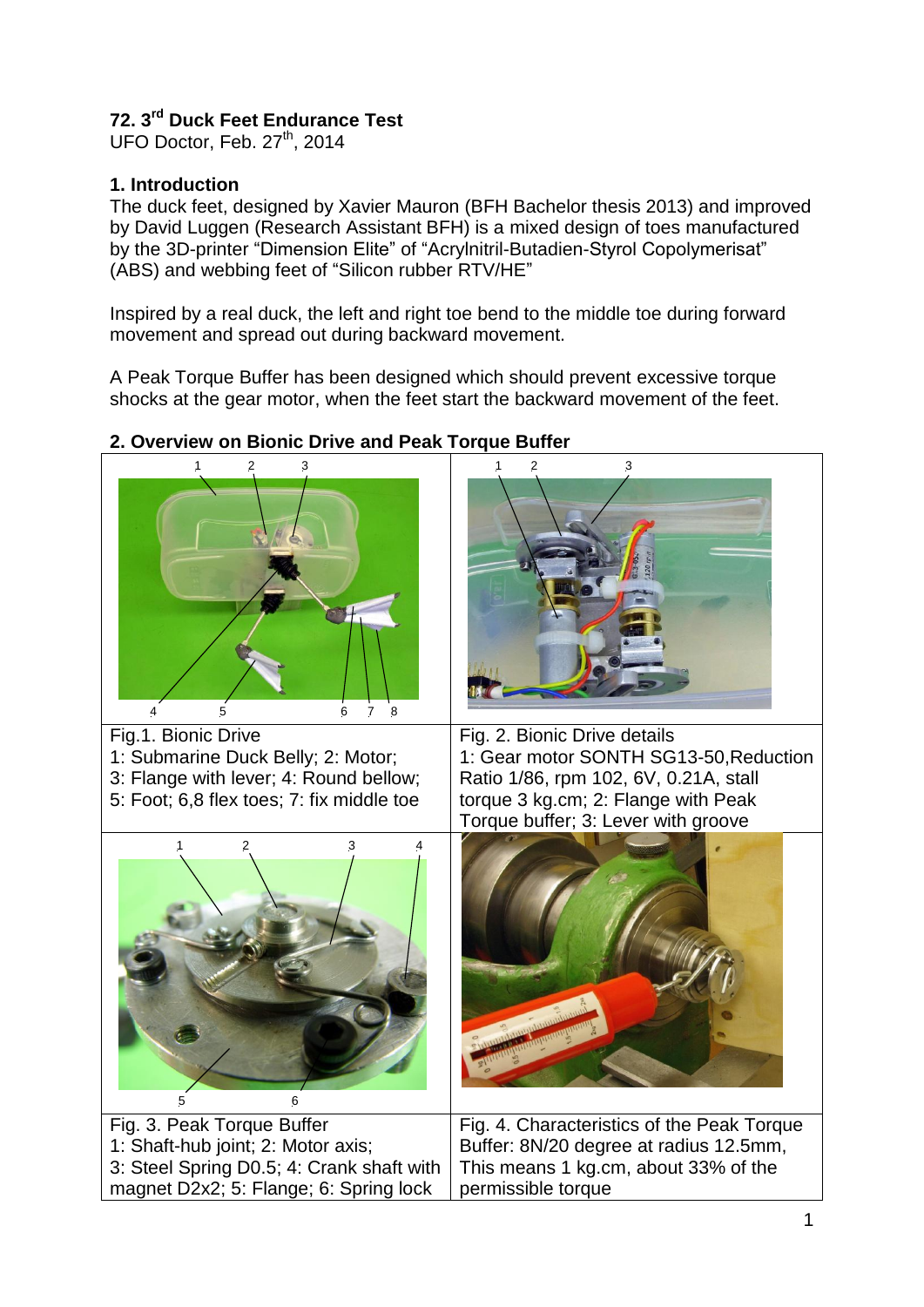## 72. 3rd Duck Feet Endurance Test

UFO Doctor, Feb. 27th, 2014

### 1. Introduction

The duck feet, designed by Xavier Mauron (BFH Bachelor thesis 2013) and improved by David Luggen (Research Assistant BFH) is a mixed design of toes manufactured by the 3D-printer "Dimension Elite" of "Acrylnitril-Butadien-Styrol Copolymerisat" (ABS) and webbing feet of "Silicon rubber RTV/HE"

Inspired by a real duck, the left and right toe bend to the middle toe during forward movement and spread out during backward movement.

A Peak Torque Buffer has designed which should prevent excessive torque shocks at the gear motor, when the feet start the backward movement of the feet.

### 2. Overview on Bionic Drive and Peak Torque Buffer

| | |
|---|---|
| Fig.1. Bionic Drive<br>1: Submarine Duck Belly; 2: Motor;<br>3: Flange with lever; 4: Round bellow;<br>5: Foot; 6,8 flex toes; 7: fix middle toe | Fig. 2. Bionic Drive details<br>1: Gear motor SONTH SG13-50, Reduction Ratio 1/86, rpm 102, 6V, 0.21A, stall torque 3 kg.cm; 2: Flange with Peak Torque buffer; 3: Lever with groove |
| Fig. 3. Peak Torque Buffer<br>1: Shaft-hub joint; 2: Motor axis;<br>3: Steel Spring D0.5; 4: Crank shaft with magnet D2x2; 5: Flange; 6: Spring lock | Fig. 4. Characteristics of the Peak Torque Buffer: 8N/20 degree at radius 12.5mm, This means 1 kg.cm, about 33% of the permissible torque |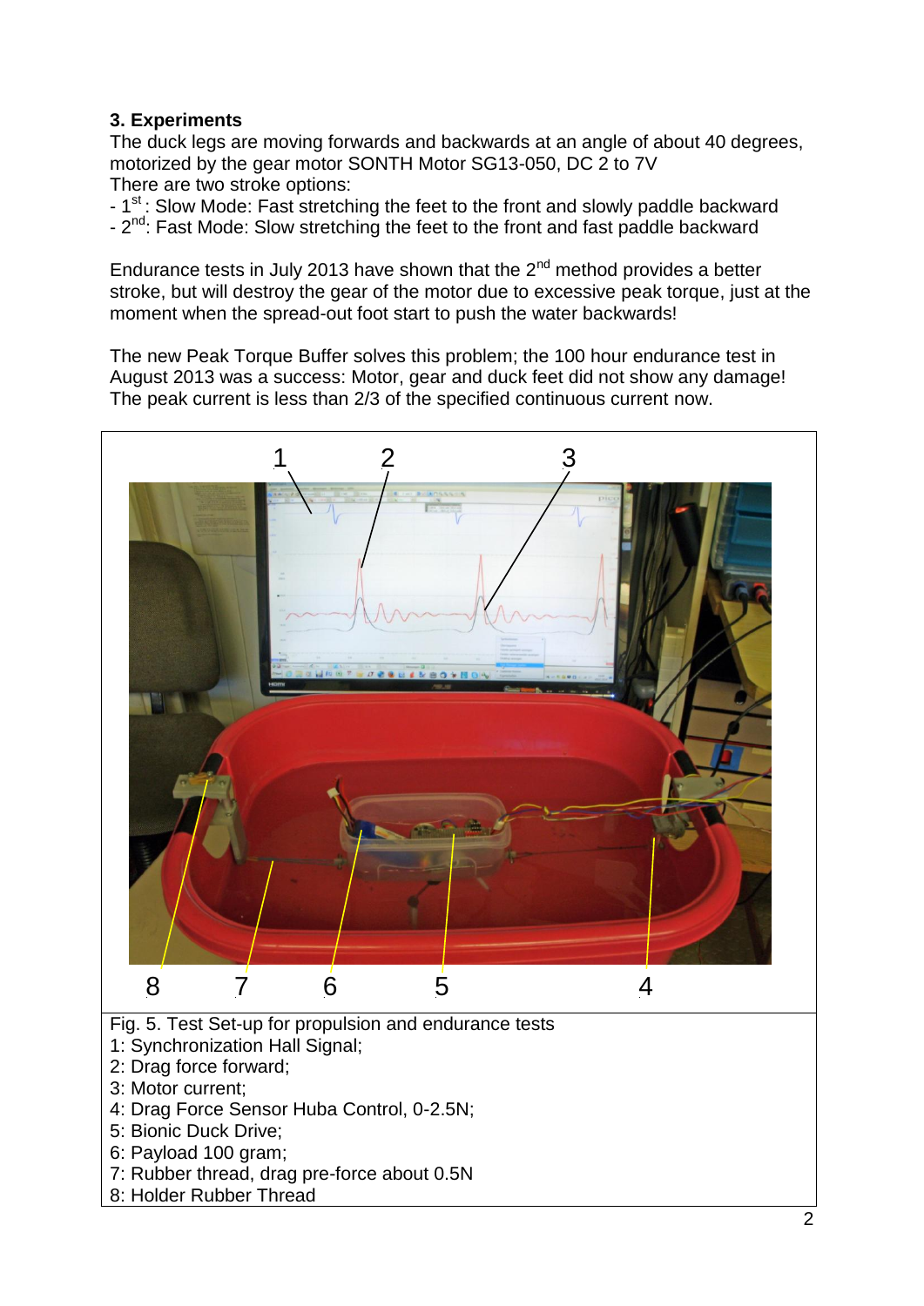**3. Experiments**

The duck legs are moving forwards and backwards at an angle of about 40 degrees, motorized by the gear motor SONTH Motor SG13-050, DC 2 to 7V

There are two stroke options:

- 1st: Slow Mode: Fast stretching the feet to the front and slowly paddle backward
- 2nd: Fast Mode: Slow stretching the feet to the front and fast paddle backward

Endurance tests in July 2013 have shown that the 2nd method provides a better stroke, but will destroy the gear of the motor due to excessive peak torque, just at the moment when the spread-out foot start to push the water backwards!

The new Peak Torque Buffer solves this problem; the 100 hour endurance test in August 2013 was a success: Motor, gear and duck feet did not show any damage! The peak current is less than 2/3 of the specified continuous current now.

Fig. 5. Test Set-up for propulsion and endurance tests
1: Synchronization Hall Signal;
2: Drag force forward;
3: Motor current;
4: Drag Force Sensor Huba Control, 0-2.5N;
5: Bionic Duck Drive;
6: Payload 100 gram;
7: Rubber thread, drag pre-force about 0.5N
8: Holder Rubber Thread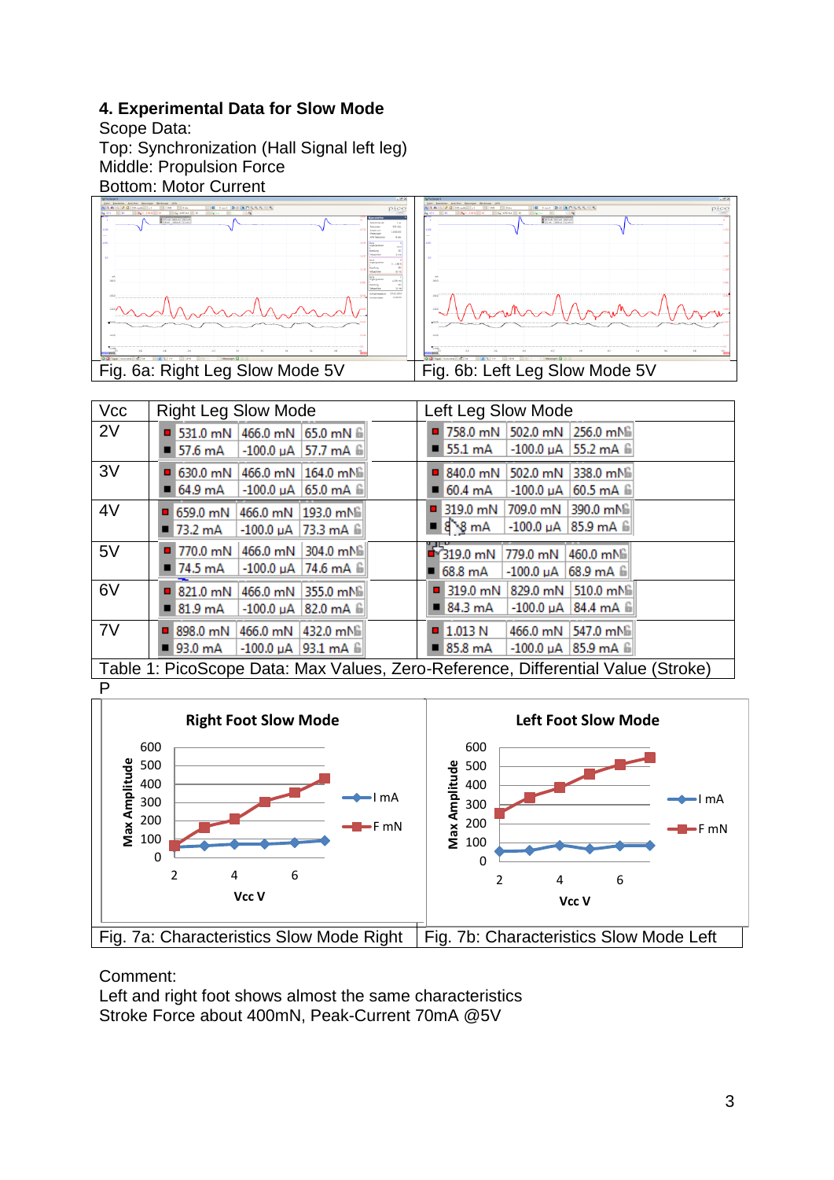## 4. Experimental Data for Slow Mode

Scope Data:
Top: Synchronization (Hall Signal left leg)
Middle: Propulsion Force
Bottom: Motor Current

| Fig. 6a: Right Leg Slow Mode 5V | Fig. 6b: Left Leg Slow Mode 5V |
|---|---|

| Vcc | Right Leg Slow Mode | | | Left Leg Slow Mode | | |
|---|---|---|---|---|---|---|
| 2V | 531.0 mN | 466.0 mN | 65.0 mN | 758.0 mN | 502.0 mN | 256.0 mN |
| | 57.6 mA | -100.0 µA | 57.7 mA | 55.1 mA | -100.0 µA | 55.2 mA |
| 3V | 630.0 mN | 466.0 mN | 164.0 mN | 840.0 mN | 502.0 mN | 338.0 mN |
| | 64.9 mA | -100.0 µA | 65.0 mA | 60.4 mA | -100.0 µA | 60.5 mA |
| 4V | 659.0 mN | 466.0 mN | 193.0 mN | 319.0 mN | 709.0 mN | 390.0 mN |
| | 73.2 mA | -100.0 µA | 73.3 mA | 8 8 mA | -100.0 µA | 85.9 mA |
| 5V | 770.0 mN | 466.0 mN | 304.0 mN | 319.0 mN | 779.0 mN | 460.0 mN |
| | 74.5 mA | -100.0 µA | 74.6 mA | 68.8 mA | -100.0 µA | 68.9 mA |
| 6V | 821.0 mN | 466.0 mN | 355.0 mN | 319.0 mN | 829.0 mN | 510.0 mN |
| | 81.9 mA | -100.0 µA | 82.0 mA | 84.3 mA | -100.0 µA | 84.4 mA |
| 7V | 898.0 mN | 466.0 mN | 432.0 mN | 1.013 N | 466.0 mN | 547.0 mN |
| | 93.0 mA | -100.0 µA | 93.1 mA | 85.8 mA | -100.0 µA | 85.9 mA |

Table 1: PicoScope Data: Max Values, Zero-Reference, Differential Value (Stroke)

P

| Fig. 7a: Characteristics Slow Mode Right | Fig. 7b: Characteristics Slow Mode Left |
|---|---|

Comment:
Left and right foot shows almost the same characteristics
Stroke Force about 400mN, Peak-Current 70mA @5V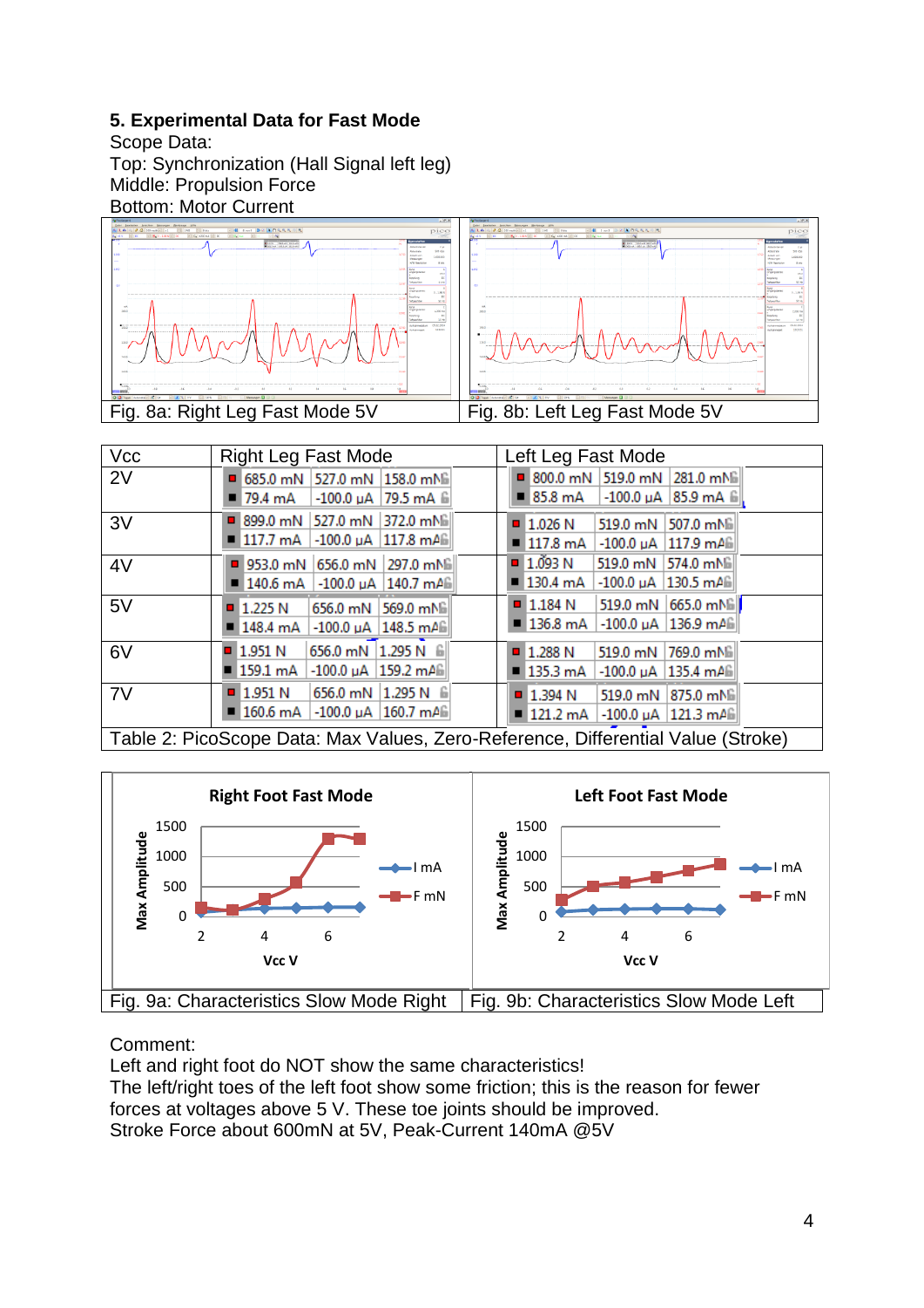## 5. Experimental Data for Fast Mode

Scope Data:
Top: Synchronization (Hall Signal left leg)
Middle: Propulsion Force
Bottom: Motor Current

| Fig. 8a: Right Leg Fast Mode 5V | Fig. 8b: Left Leg Fast Mode 5V |
|---|---|

| Vcc | Right Leg Fast Mode | | | Left Leg Fast Mode | | |
|---|---|---|---|---|---|---|
| 2V | 685.0 mN | 527.0 mN | 158.0 mN | 800.0 mN | 519.0 mN | 281.0 mN |
| | 79.4 mA | -100.0 µA | 79.5 mA | 85.8 mA | -100.0 µA | 85.9 mA |
| 3V | 899.0 mN | 527.0 mN | 372.0 mN | 1.026 N | 519.0 mN | 507.0 mN |
| | 117.7 mA | -100.0 µA | 117.8 mA | 117.8 mA | -100.0 µA | 117.9 mA |
| 4V | 953.0 mN | 656.0 mN | 297.0 mN | 1.093 N | 519.0 mN | 574.0 mN |
| | 140.6 mA | -100.0 µA | 140.7 mA | 130.4 mA | -100.0 µA | 130.5 mA |
| 5V | 1.225 N | 656.0 mN | 569.0 mN | 1.184 N | 519.0 mN | 665.0 mN |
| | 148.4 mA | -100.0 µA | 148.5 mA | 136.8 mA | -100.0 µA | 136.9 mA |
| 6V | 1.951 N | 656.0 mN | 1.295 N | 1.288 N | 519.0 mN | 769.0 mN |
| | 159.1 mA | -100.0 µA | 159.2 mA | 135.3 mA | -100.0 µA | 135.4 mA |
| 7V | 1.951 N | 656.0 mN | 1.295 N | 1.394 N | 519.0 mN | 875.0 mN |
| | 160.6 mA | -100.0 µA | 160.7 mA | 121.2 mA | -100.0 µA | 121.3 mA |

Table 2: PicoScope Data: Max Values, Zero-Reference, Differential Value (Stroke)

| Fig. 9a: Characteristics Slow Mode Right | Fig. 9b: Characteristics Slow Mode Left |
|---|---|

Comment:
Left and right foot do NOT show the same characteristics!
The left/right toes of the left foot show some friction; this is the reason for fewer forces at voltages above 5 V. These toe joints should be improved.
Stroke Force about 600mN at 5V, Peak-Current 140mA @5V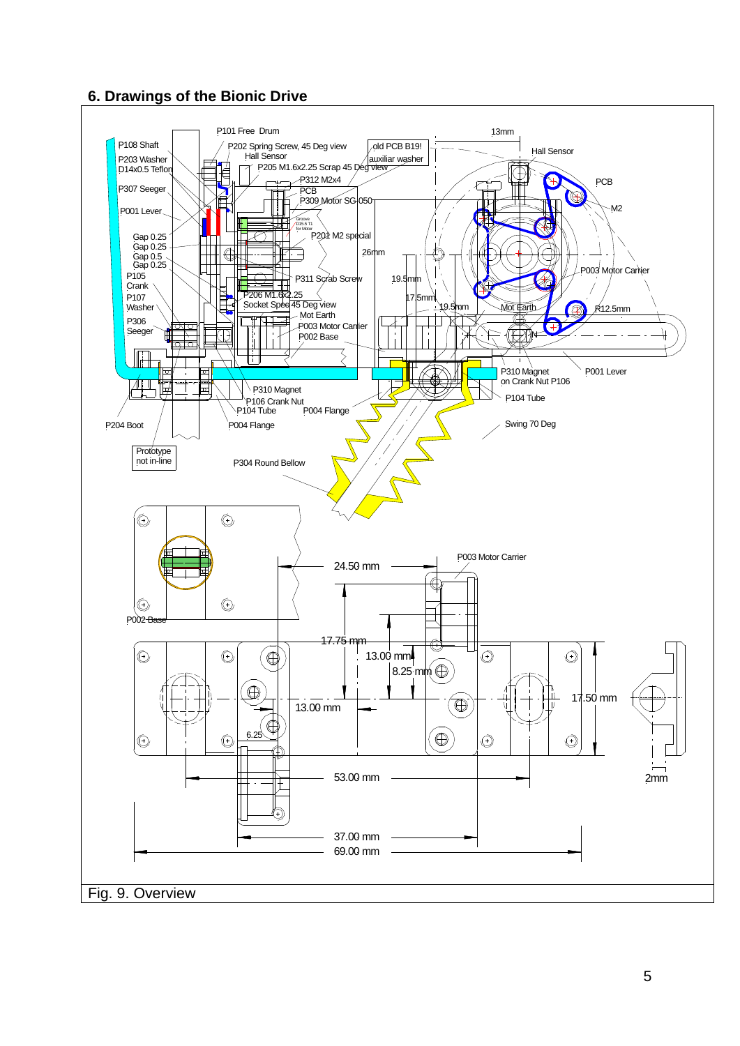## 6. Drawings of the Bionic Drive

P101 Free Drum

13mm

P108 Shaft

P202 Spring Screw, 45 Deg view

Hall Sensor

old PCB B19!

auxiliar washer

Hall Sensor

P203 Washer

D14x0.5 Teflon

P205 M1.6x2.25 Scrap 45 Deg view

P312 M2x4

PCB

P307 Seeger

PCB

P309 Motor SG-050

M2

P001 Lever

Groove D15.5 T1 for Motor

P201 M2 special

Gap 0.25

Gap 0.25

Gap 0.5

Gap 0.25

26mm

P003 Motor Carrier

P105 Crank

P311 Scrab Screw

19.5mm

P107 Washer

P206 M1.6x2.25

17.5mm

Socket Spec 45 Deg view

19.5mm

Mot Earth

R12.5mm

Mot Earth

P306 Seeger

P003 Motor Carrier

P002 Base

N

P310 Magnet on Crank Nut P106

P001 Lever

P310 Magnet

P106 Crank Nut

P104 Tube

P104 Tube

P004 Flange

P204 Boot

P004 Flange

Swing 70 Deg

Prototype not in-line

P304 Round Bellow

P003 Motor Carrier

24.50 mm

P002 Base

17.75 mm

13.00 mm

8.25 mm

17.50 mm

13.00 mm

6.25

53.00 mm

2mm

37.00 mm

69.00 mm

Fig. 9. Overview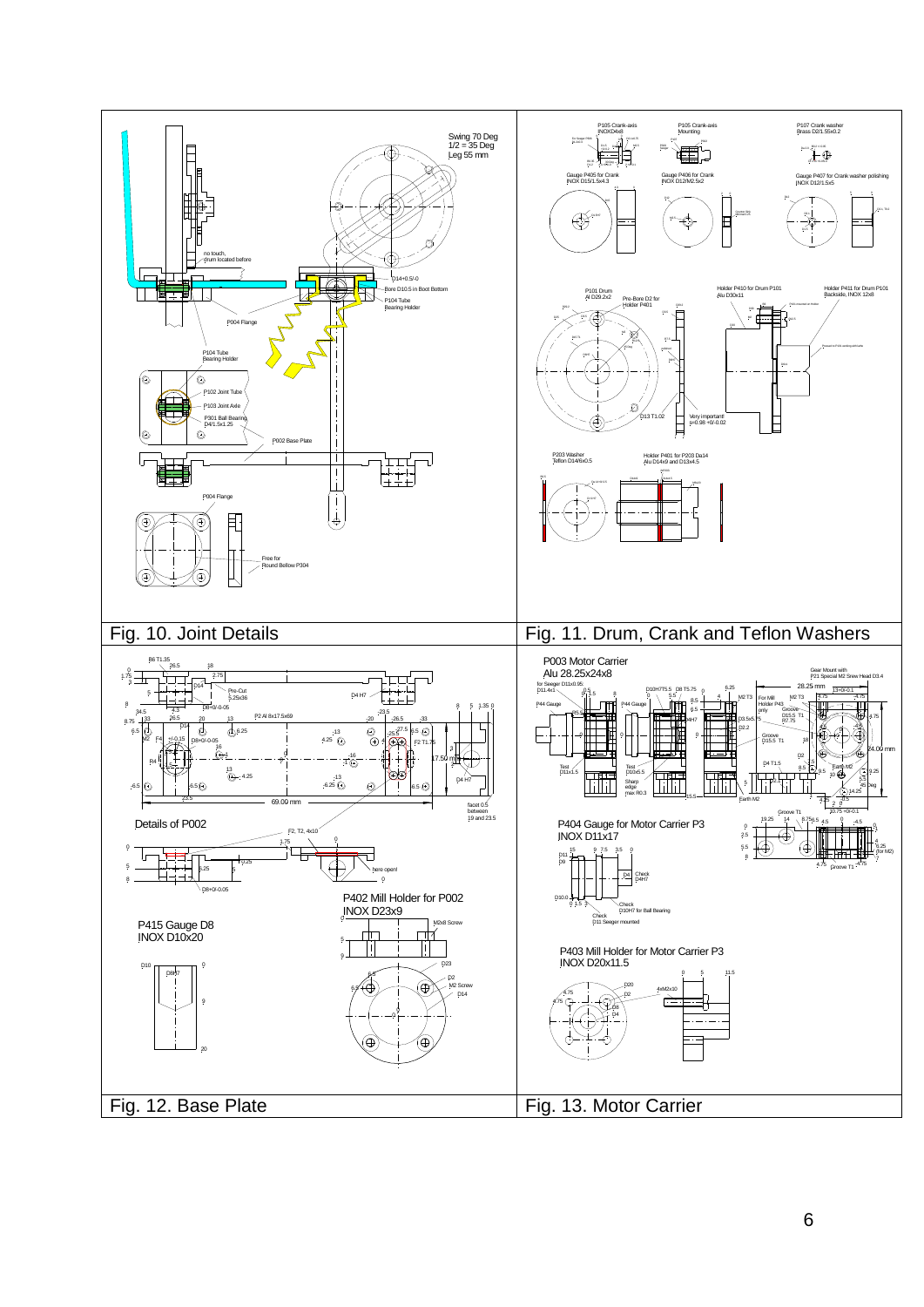Fig. 10. Joint Details

Fig. 11. Drum, Crank and Teflon Washers

Fig. 12. Base Plate

Fig. 13. Motor Carrier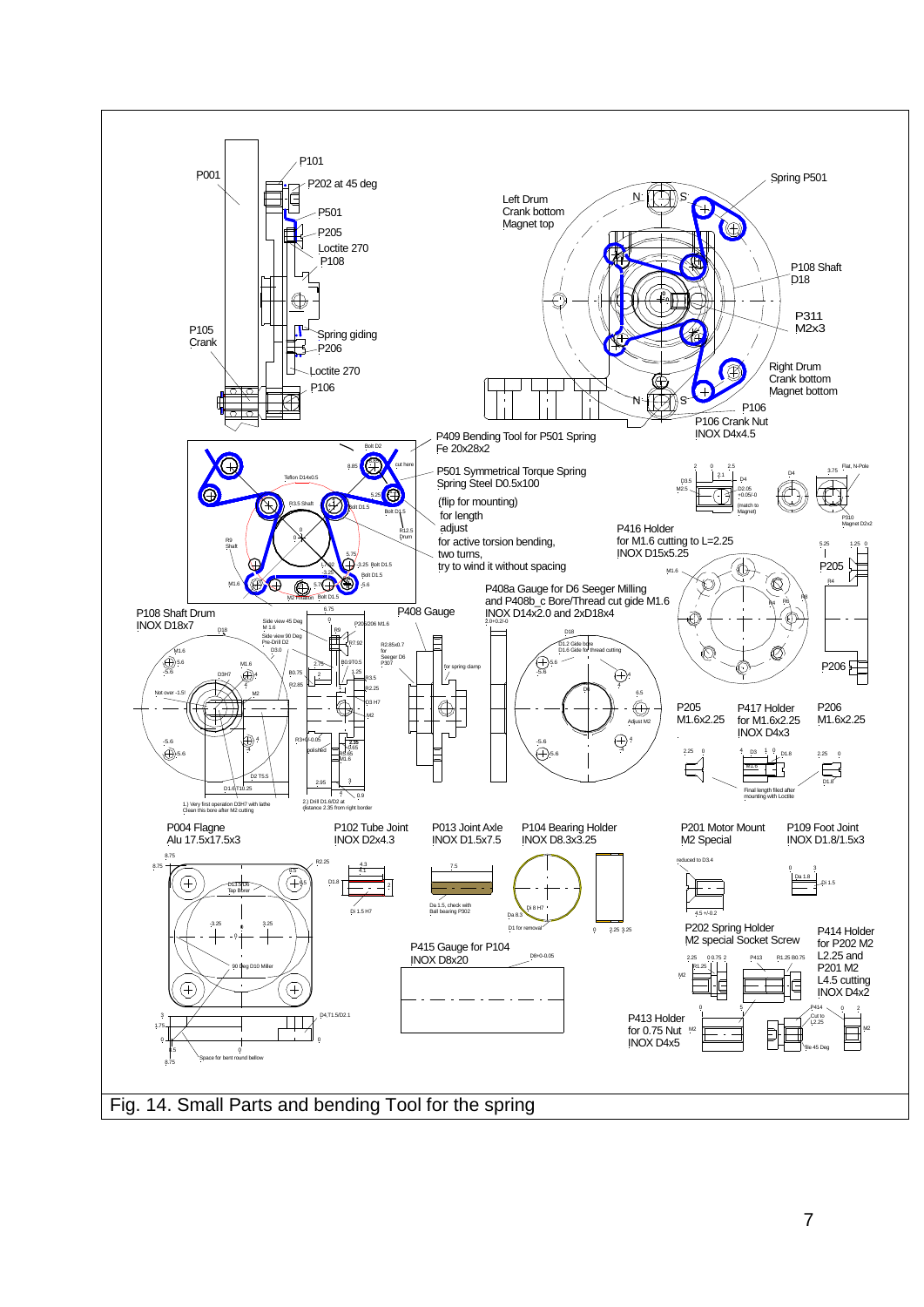Fig. 14. Small Parts and bending Tool for the spring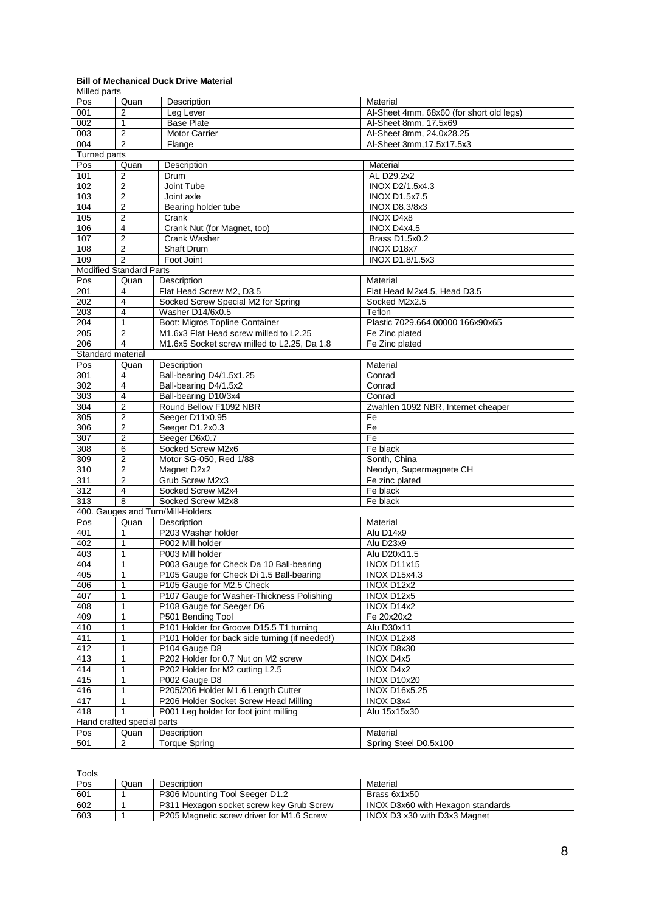**Bill of Mechanical Duck Drive Material**

Milled parts

| Pos | Quan | Description | Material |
|---|---|---|---|
| 001 | 2 | Leg Lever | Al-Sheet 4mm, 68x60 (for short old legs) |
| 002 | 1 | Base Plate | Al-Sheet 8mm, 17.5x69 |
| 003 | 2 | Motor Carrier | Al-Sheet 8mm, 24.0x28.25 |
| 004 | 2 | Flange | Al-Sheet 3mm,17.5x17.5x3 |

Turned parts

| Pos | Quan | Description | Material |
|---|---|---|---|
| 101 | 2 | Drum | AL D29.2x2 |
| 102 | 2 | Joint Tube | INOX D2/1.5x4.3 |
| 103 | 2 | Joint axle | INOX D1.5x7.5 |
| 104 | 2 | Bearing holder tube | INOX D8.3/8x3 |
| 105 | 2 | Crank | INOX D4x8 |
| 106 | 4 | Crank Nut (for Magnet, too) | INOX D4x4.5 |
| 107 | 2 | Crank Washer | Brass D1.5x0.2 |
| 108 | 2 | Shaft Drum | INOX D18x7 |
| 109 | 2 | Foot Joint | INOX D1.8/1.5x3 |

Modified Standard Parts

| Pos | Quan | Description | Material |
|---|---|---|---|
| 201 | 4 | Flat Head Screw M2, D3.5 | Flat Head M2x4.5, Head D3.5 |
| 202 | 4 | Socked Screw Special M2 for Spring | Socked M2x2.5 |
| 203 | 4 | Washer D14/6x0.5 | Teflon |
| 204 | 1 | Boot: Migros Topline Container | Plastic 7029.664.00000 166x90x65 |
| 205 | 2 | M1.6x3 Flat Head screw milled to L2.25 | Fe Zinc plated |
| 206 | 4 | M1.6x5 Socket screw milled to L2.25, Da 1.8 | Fe Zinc plated |

Standard material

| Pos | Quan | Description | Material |
|---|---|---|---|
| 301 | 4 | Ball-bearing D4/1.5x1.25 | Conrad |
| 302 | 4 | Ball-bearing D4/1.5x2 | Conrad |
| 303 | 4 | Ball-bearing D10/3x4 | Conrad |
| 304 | 2 | Round Bellow F1092 NBR | Zwahlen 1092 NBR, Internet cheaper |
| 305 | 2 | Seeger D11x0.95 | Fe |
| 306 | 2 | Seeger D1.2x0.3 | Fe |
| 307 | 2 | Seeger D6x0.7 | Fe |
| 308 | 6 | Socked Screw M2x6 | Fe black |
| 309 | 2 | Motor SG-050, Red 1/88 | Sonth, China |
| 310 | 2 | Magnet D2x2 | Neodyn, Supermagnete CH |
| 311 | 2 | Grub Screw M2x3 | Fe zinc plated |
| 312 | 4 | Socked Screw M2x4 | Fe black |
| 313 | 8 | Socked Screw M2x8 | Fe black |

400. Gauges and Turn/Mill-Holders

| Pos | Quan | Description | Material |
|---|---|---|---|
| 401 | 1 | P203 Washer holder | Alu D14x9 |
| 402 | 1 | P002 Mill holder | Alu D23x9 |
| 403 | 1 | P003 Mill holder | Alu D20x11.5 |
| 404 | 1 | P003 Gauge for Check Da 10 Ball-bearing | INOX D11x15 |
| 405 | 1 | P105 Gauge for Check Di 1.5 Ball-bearing | INOX D15x4.3 |
| 406 | 1 | P105 Gauge for M2.5 Check | INOX D12x2 |
| 407 | 1 | P107 Gauge for Washer-Thickness Polishing | INOX D12x5 |
| 408 | 1 | P108 Gauge for Seeger D6 | INOX D14x2 |
| 409 | 1 | P501 Bending Tool | Fe 20x20x2 |
| 410 | 1 | P101 Holder for Groove D15.5 T1 turning | Alu D30x11 |
| 411 | 1 | P101 Holder for back side turning (if needed!) | INOX D12x8 |
| 412 | 1 | P104 Gauge D8 | INOX D8x30 |
| 413 | 1 | P202 Holder for 0.7 Nut on M2 screw | INOX D4x5 |
| 414 | 1 | P202 Holder for M2 cutting L2.5 | INOX D4x2 |
| 415 | 1 | P002 Gauge D8 | INOX D10x20 |
| 416 | 1 | P205/206 Holder M1.6 Length Cutter | INOX D16x5.25 |
| 417 | 1 | P206 Holder Socket Screw Head Milling | INOX D3x4 |
| 418 | 1 | P001 Leg holder for foot joint milling | Alu 15x15x30 |

Hand crafted special parts

| Pos | Quan | Description | Material |
|---|---|---|---|
| 501 | 2 | Torque Spring | Spring Steel D0.5x100 |

Tools

| Pos | Quan | Description | Material |
|---|---|---|---|
| 601 | 1 | P306 Mounting Tool Seeger D1.2 | Brass 6x1x50 |
| 602 | 1 | P311 Hexagon socket screw key Grub Screw | INOX D3x60 with Hexagon standards |
| 603 | 1 | P205 Magnetic screw driver for M1.6 Screw | INOX D3 x30 with D3x3 Magnet |